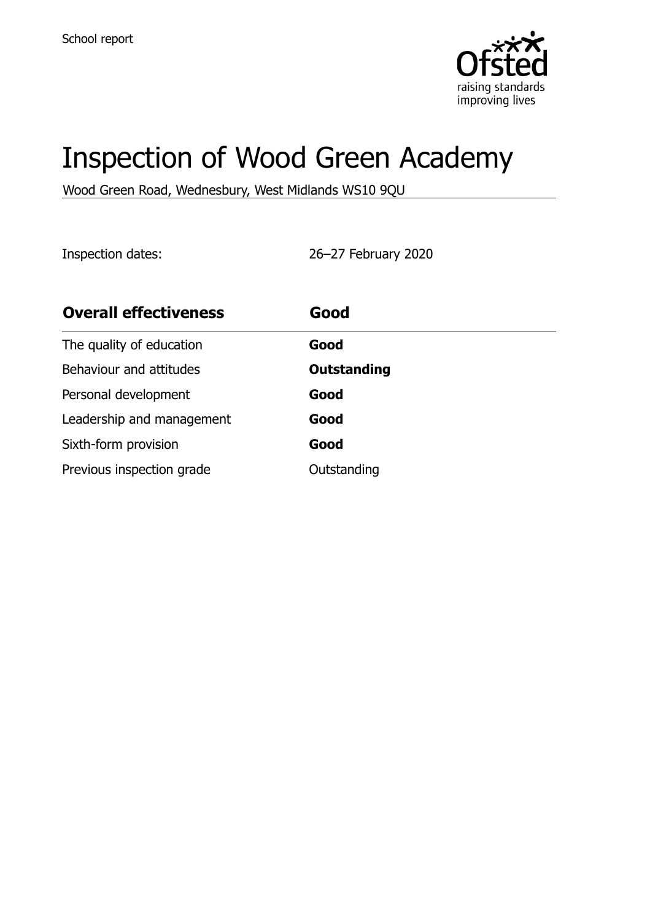School report

# Inspection of Wood Green Academy

Wood Green Road, Wednesbury, West Midlands WS10 9QU

Inspection dates: 26–27 February 2020

| Overall effectiveness | Good |
| --- | --- |
| The quality of education | **Good** |
| Behaviour and attitudes | **Outstanding** |
| Personal development | **Good** |
| Leadership and management | **Good** |
| Sixth-form provision | **Good** |
| Previous inspection grade | Outstanding |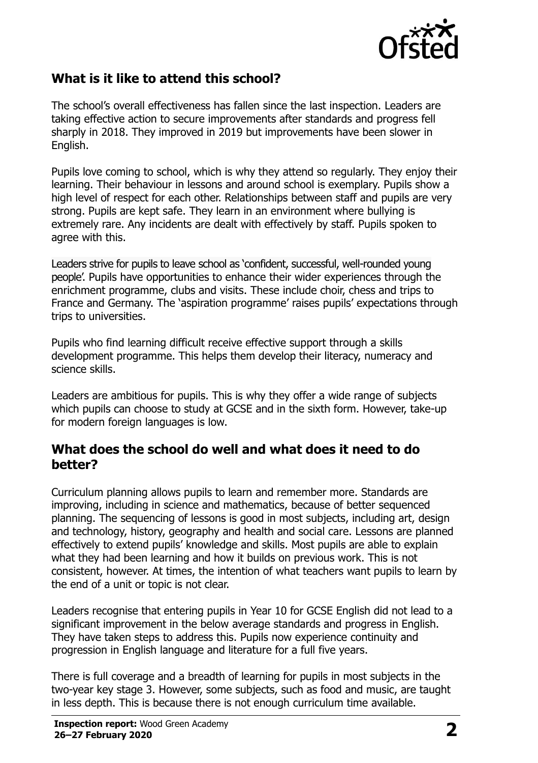## What is it like to attend this school?

The school's overall effectiveness has fallen since the last inspection. Leaders are taking effective action to secure improvements after standards and progress fell sharply in 2018. They improved in 2019 but improvements have been slower in English.

Pupils love coming to school, which is why they attend so regularly. They enjoy their learning. Their behaviour in lessons and around school is exemplary. Pupils show a high level of respect for each other. Relationships between staff and pupils are very strong. Pupils are kept safe. They learn in an environment where bullying is extremely rare. Any incidents are dealt with effectively by staff. Pupils spoken to agree with this.

Leaders strive for pupils to leave school as 'confident, successful, well-rounded young people'. Pupils have opportunities to enhance their wider experiences through the enrichment programme, clubs and visits. These include choir, chess and trips to France and Germany. The 'aspiration programme' raises pupils' expectations through trips to universities.

Pupils who find learning difficult receive effective support through a skills development programme. This helps them develop their literacy, numeracy and science skills.

Leaders are ambitious for pupils. This is why they offer a wide range of subjects which pupils can choose to study at GCSE and in the sixth form. However, take-up for modern foreign languages is low.

## What does the school do well and what does it need to do better?

Curriculum planning allows pupils to learn and remember more. Standards are improving, including in science and mathematics, because of better sequenced planning. The sequencing of lessons is good in most subjects, including art, design and technology, history, geography and health and social care. Lessons are planned effectively to extend pupils' knowledge and skills. Most pupils are able to explain what they had been learning and how it builds on previous work. This is not consistent, however. At times, the intention of what teachers want pupils to learn by the end of a unit or topic is not clear.

Leaders recognise that entering pupils in Year 10 for GCSE English did not lead to a significant improvement in the below average standards and progress in English. They have taken steps to address this. Pupils now experience continuity and progression in English language and literature for a full five years.

There is full coverage and a breadth of learning for pupils in most subjects in the two-year key stage 3. However, some subjects, such as food and music, are taught in less depth. This is because there is not enough curriculum time available.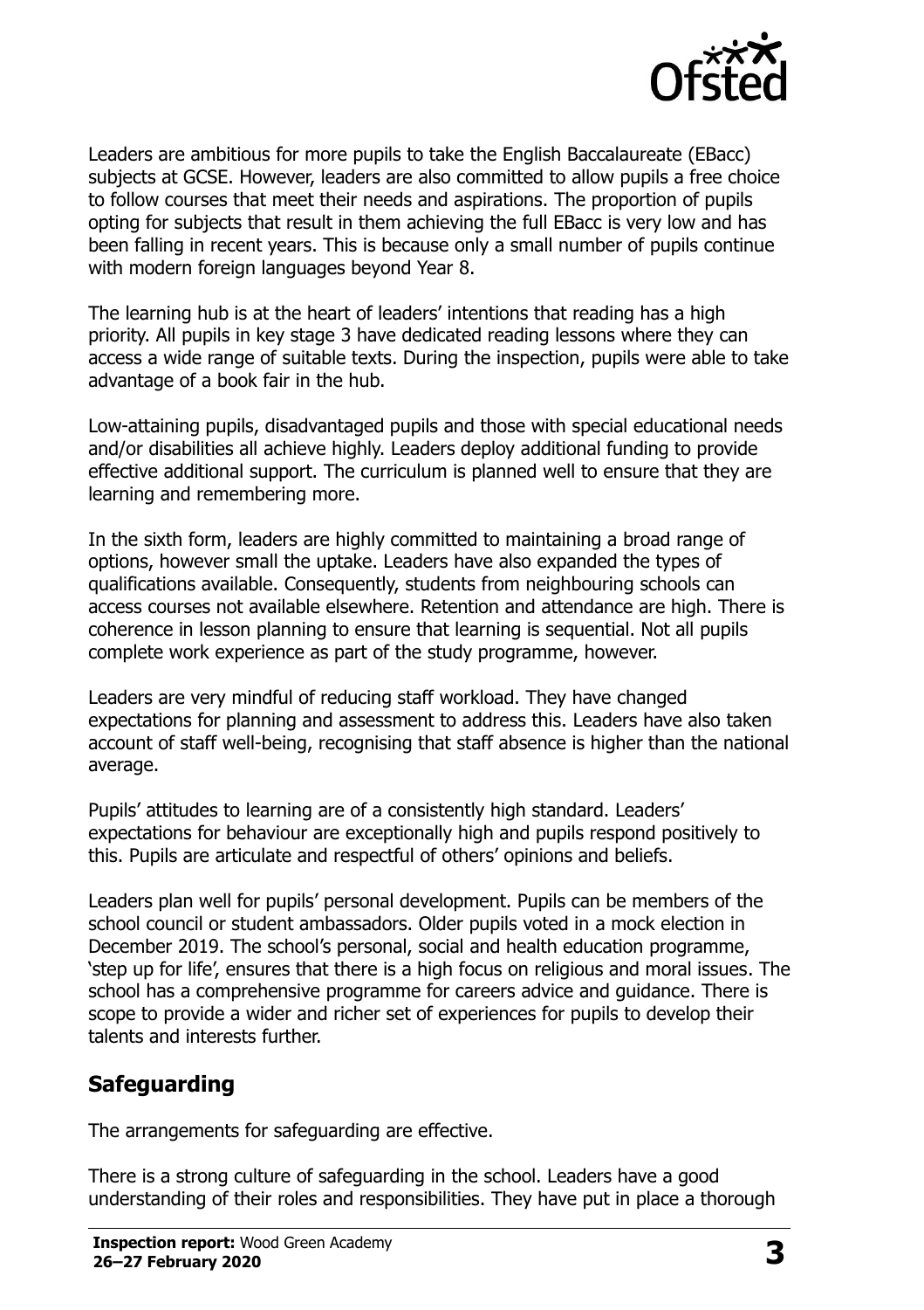Leaders are ambitious for more pupils to take the English Baccalaureate (EBacc) subjects at GCSE. However, leaders are also committed to allow pupils a free choice to follow courses that meet their needs and aspirations. The proportion of pupils opting for subjects that result in them achieving the full EBacc is very low and has been falling in recent years. This is because only a small number of pupils continue with modern foreign languages beyond Year 8.

The learning hub is at the heart of leaders' intentions that reading has a high priority. All pupils in key stage 3 have dedicated reading lessons where they can access a wide range of suitable texts. During the inspection, pupils were able to take advantage of a book fair in the hub.

Low-attaining pupils, disadvantaged pupils and those with special educational needs and/or disabilities all achieve highly. Leaders deploy additional funding to provide effective additional support. The curriculum is planned well to ensure that they are learning and remembering more.

In the sixth form, leaders are highly committed to maintaining a broad range of options, however small the uptake. Leaders have also expanded the types of qualifications available. Consequently, students from neighbouring schools can access courses not available elsewhere. Retention and attendance are high. There is coherence in lesson planning to ensure that learning is sequential. Not all pupils complete work experience as part of the study programme, however.

Leaders are very mindful of reducing staff workload. They have changed expectations for planning and assessment to address this. Leaders have also taken account of staff well-being, recognising that staff absence is higher than the national average.

Pupils' attitudes to learning are of a consistently high standard. Leaders' expectations for behaviour are exceptionally high and pupils respond positively to this. Pupils are articulate and respectful of others' opinions and beliefs.

Leaders plan well for pupils' personal development. Pupils can be members of the school council or student ambassadors. Older pupils voted in a mock election in December 2019. The school's personal, social and health education programme, 'step up for life', ensures that there is a high focus on religious and moral issues. The school has a comprehensive programme for careers advice and guidance. There is scope to provide a wider and richer set of experiences for pupils to develop their talents and interests further.

## Safeguarding

The arrangements for safeguarding are effective.

There is a strong culture of safeguarding in the school. Leaders have a good understanding of their roles and responsibilities. They have put in place a thorough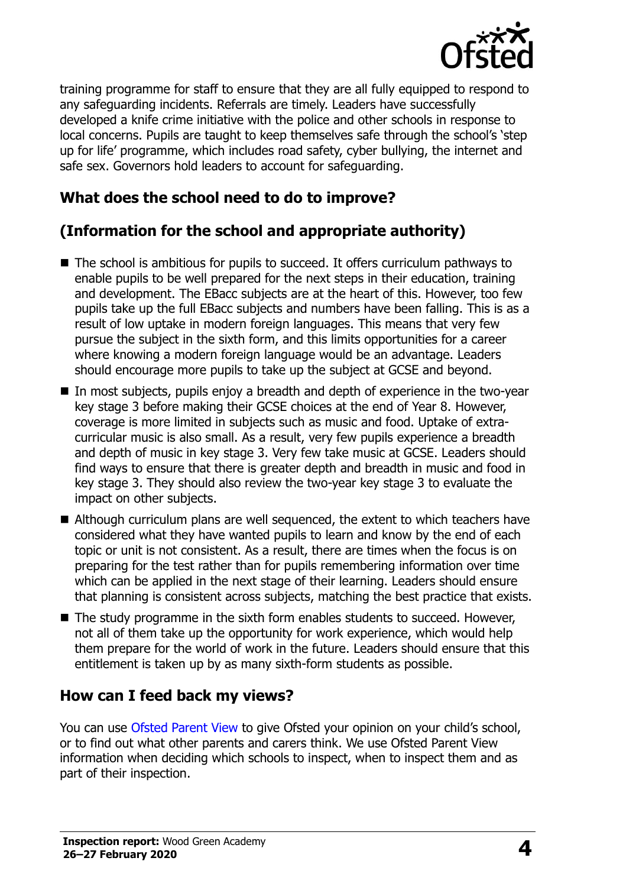training programme for staff to ensure that they are all fully equipped to respond to any safeguarding incidents. Referrals are timely. Leaders have successfully developed a knife crime initiative with the police and other schools in response to local concerns. Pupils are taught to keep themselves safe through the school's 'step up for life' programme, which includes road safety, cyber bullying, the internet and safe sex. Governors hold leaders to account for safeguarding.

## What does the school need to do to improve?

## (Information for the school and appropriate authority)

- The school is ambitious for pupils to succeed. It offers curriculum pathways to enable pupils to be well prepared for the next steps in their education, training and development. The EBacc subjects are at the heart of this. However, too few pupils take up the full EBacc subjects and numbers have been falling. This is as a result of low uptake in modern foreign languages. This means that very few pursue the subject in the sixth form, and this limits opportunities for a career where knowing a modern foreign language would be an advantage. Leaders should encourage more pupils to take up the subject at GCSE and beyond.
- In most subjects, pupils enjoy a breadth and depth of experience in the two-year key stage 3 before making their GCSE choices at the end of Year 8. However, coverage is more limited in subjects such as music and food. Uptake of extra-curricular music is also small. As a result, very few pupils experience a breadth and depth of music in key stage 3. Very few take music at GCSE. Leaders should find ways to ensure that there is greater depth and breadth in music and food in key stage 3. They should also review the two-year key stage 3 to evaluate the impact on other subjects.
- Although curriculum plans are well sequenced, the extent to which teachers have considered what they have wanted pupils to learn and know by the end of each topic or unit is not consistent. As a result, there are times when the focus is on preparing for the test rather than for pupils remembering information over time which can be applied in the next stage of their learning. Leaders should ensure that planning is consistent across subjects, matching the best practice that exists.
- The study programme in the sixth form enables students to succeed. However, not all of them take up the opportunity for work experience, which would help them prepare for the world of work in the future. Leaders should ensure that this entitlement is taken up by as many sixth-form students as possible.

## How can I feed back my views?

You can use Ofsted Parent View to give Ofsted your opinion on your child's school, or to find out what other parents and carers think. We use Ofsted Parent View information when deciding which schools to inspect, when to inspect them and as part of their inspection.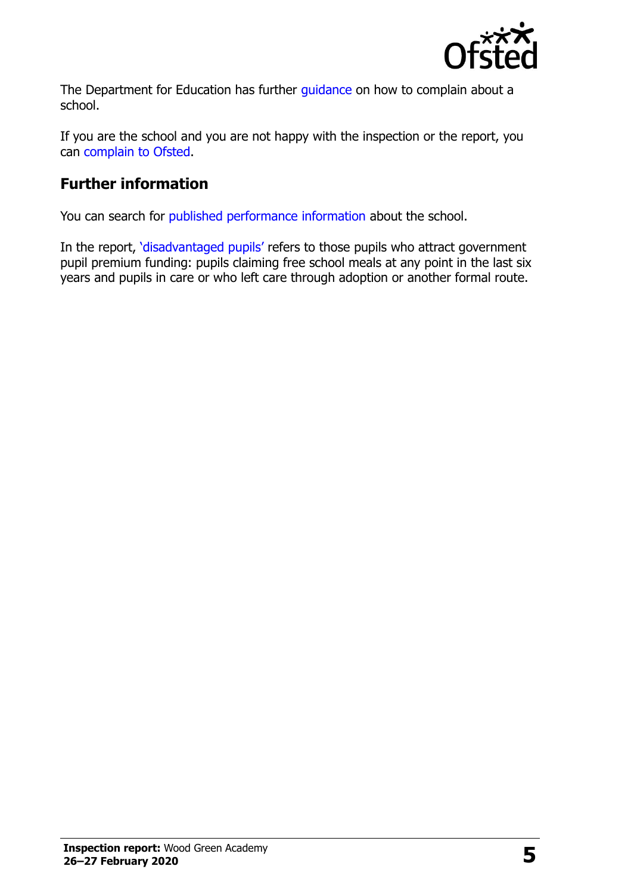The Department for Education has further guidance on how to complain about a school.

If you are the school and you are not happy with the inspection or the report, you can complain to Ofsted.

## Further information

You can search for published performance information about the school.

In the report, 'disadvantaged pupils' refers to those pupils who attract government pupil premium funding: pupils claiming free school meals at any point in the last six years and pupils in care or who left care through adoption or another formal route.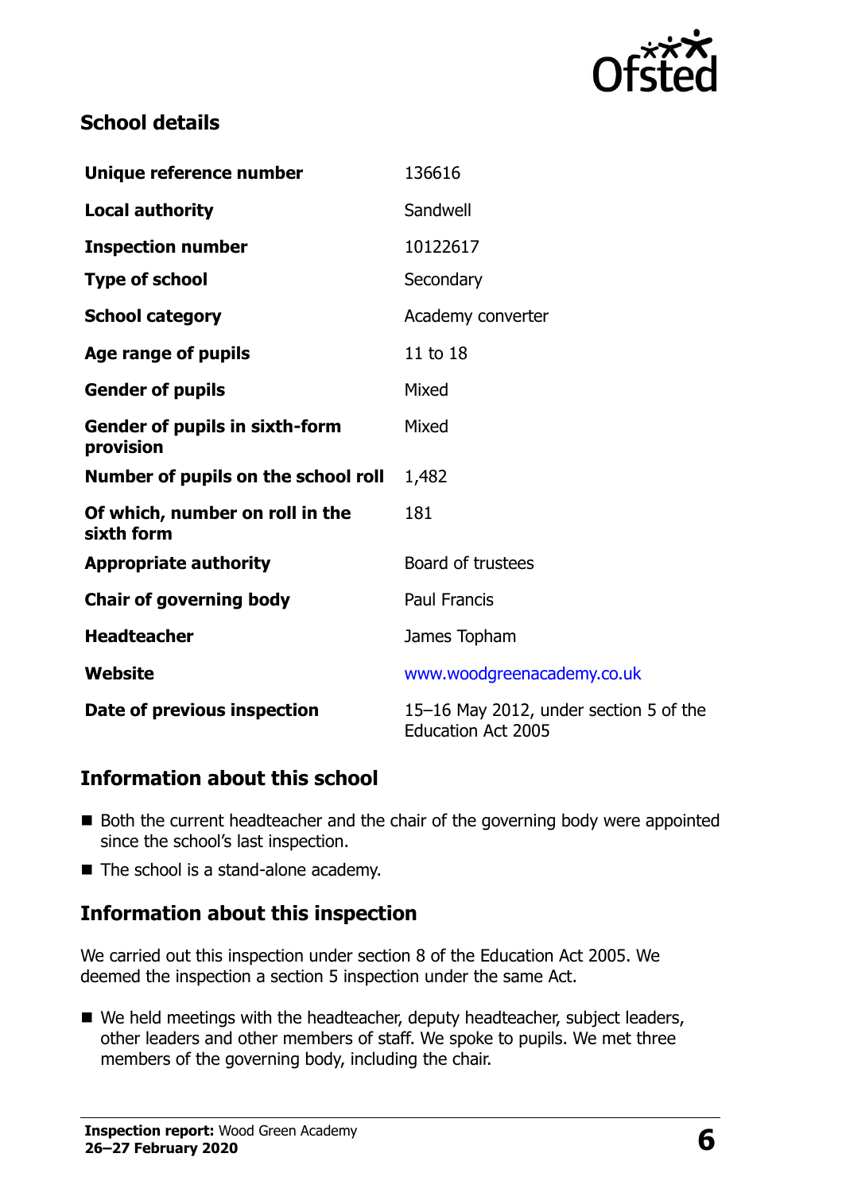## School details

| | |
|---|---|
| **Unique reference number** | 136616 |
| **Local authority** | Sandwell |
| **Inspection number** | 10122617 |
| **Type of school** | Secondary |
| **School category** | Academy converter |
| **Age range of pupils** | 11 to 18 |
| **Gender of pupils** | Mixed |
| **Gender of pupils in sixth-form provision** | Mixed |
| **Number of pupils on the school roll** | 1,482 |
| **Of which, number on roll in the sixth form** | 181 |
| **Appropriate authority** | Board of trustees |
| **Chair of governing body** | Paul Francis |
| **Headteacher** | James Topham |
| **Website** | www.woodgreenacademy.co.uk |
| **Date of previous inspection** | 15–16 May 2012, under section 5 of the Education Act 2005 |

## Information about this school

- Both the current headteacher and the chair of the governing body were appointed since the school's last inspection.
- The school is a stand-alone academy.

## Information about this inspection

We carried out this inspection under section 8 of the Education Act 2005. We deemed the inspection a section 5 inspection under the same Act.

- We held meetings with the headteacher, deputy headteacher, subject leaders, other leaders and other members of staff. We spoke to pupils. We met three members of the governing body, including the chair.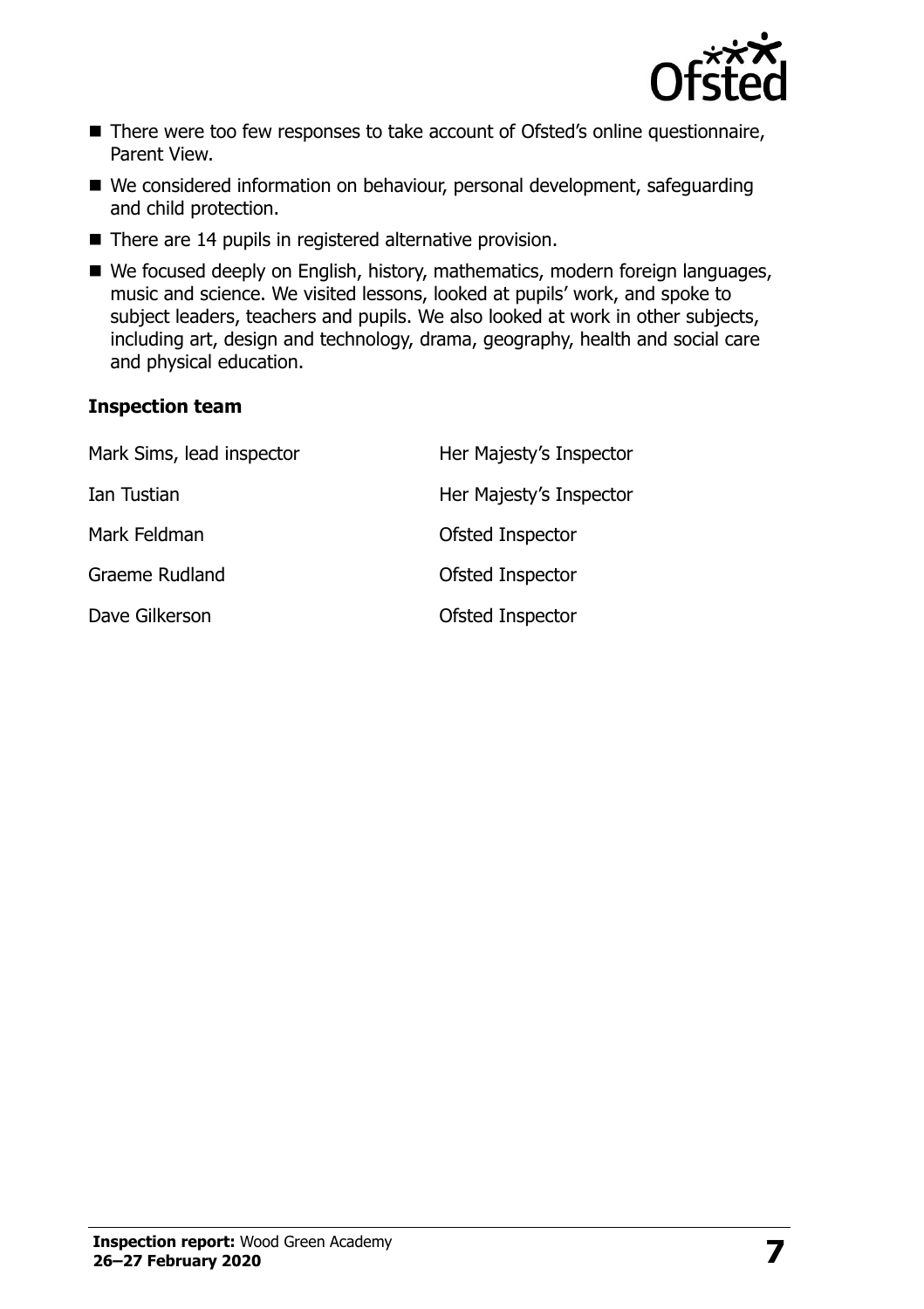- There were too few responses to take account of Ofsted's online questionnaire, Parent View.
- We considered information on behaviour, personal development, safeguarding and child protection.
- There are 14 pupils in registered alternative provision.
- We focused deeply on English, history, mathematics, modern foreign languages, music and science. We visited lessons, looked at pupils' work, and spoke to subject leaders, teachers and pupils. We also looked at work in other subjects, including art, design and technology, drama, geography, health and social care and physical education.

### Inspection team

| | |
|---|---|
| Mark Sims, lead inspector | Her Majesty's Inspector |
| Ian Tustian | Her Majesty's Inspector |
| Mark Feldman | Ofsted Inspector |
| Graeme Rudland | Ofsted Inspector |
| Dave Gilkerson | Ofsted Inspector |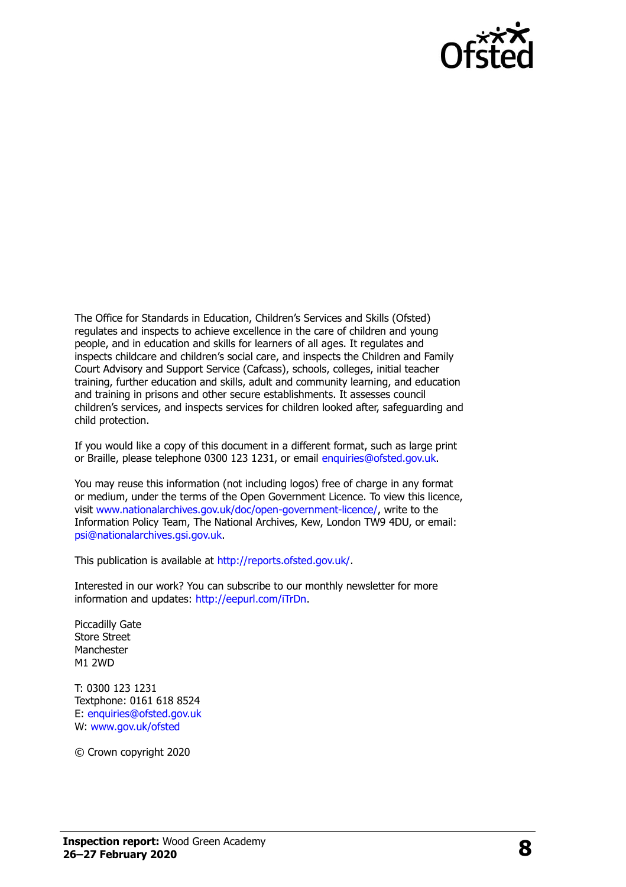The Office for Standards in Education, Children's Services and Skills (Ofsted) regulates and inspects to achieve excellence in the care of children and young people, and in education and skills for learners of all ages. It regulates and inspects childcare and children's social care, and inspects the Children and Family Court Advisory and Support Service (Cafcass), schools, colleges, initial teacher training, further education and skills, adult and community learning, and education and training in prisons and other secure establishments. It assesses council children's services, and inspects services for children looked after, safeguarding and child protection.

If you would like a copy of this document in a different format, such as large print or Braille, please telephone 0300 123 1231, or email enquiries@ofsted.gov.uk.

You may reuse this information (not including logos) free of charge in any format or medium, under the terms of the Open Government Licence. To view this licence, visit www.nationalarchives.gov.uk/doc/open-government-licence/, write to the Information Policy Team, The National Archives, Kew, London TW9 4DU, or email: psi@nationalarchives.gsi.gov.uk.

This publication is available at http://reports.ofsted.gov.uk/.

Interested in our work? You can subscribe to our monthly newsletter for more information and updates: http://eepurl.com/iTrDn.

Piccadilly Gate
Store Street
Manchester
M1 2WD

T: 0300 123 1231
Textphone: 0161 618 8524
E: enquiries@ofsted.gov.uk
W: www.gov.uk/ofsted

© Crown copyright 2020